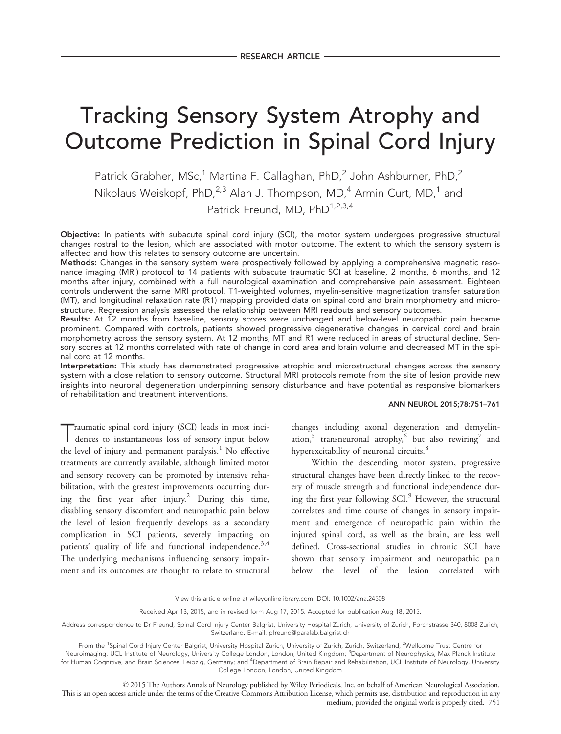RESEARCH ARTICLE

# Tracking Sensory System Atrophy and Outcome Prediction in Spinal Cord Injury

Patrick Grabher, MSc,[1] Martina F. Callaghan, PhD,[2] John Ashburner, PhD,[2] Nikolaus Weiskopf, PhD,[2,3] Alan J. Thompson, MD,[4] Armin Curt, MD,[1] and Patrick Freund, MD, PhD[1,2,3,4]

**Objective:** In patients with subacute spinal cord injury (SCI), the motor system undergoes progressive structural changes rostral to the lesion, which are associated with motor outcome. The extent to which the sensory system is affected and how this relates to sensory outcome are uncertain.

**Methods:** Changes in the sensory system were prospectively followed by applying a comprehensive magnetic resonance imaging (MRI) protocol to 14 patients with subacute traumatic SCI at baseline, 2 months, 6 months, and 12 months after injury, combined with a full neurological examination and comprehensive pain assessment. Eighteen controls underwent the same MRI protocol. T1-weighted volumes, myelin-sensitive magnetization transfer saturation (MT), and longitudinal relaxation rate (R1) mapping provided data on spinal cord and brain morphometry and microstructure. Regression analysis assessed the relationship between MRI readouts and sensory outcomes.

**Results:** At 12 months from baseline, sensory scores were unchanged and below-level neuropathic pain became prominent. Compared with controls, patients showed progressive degenerative changes in cervical cord and brain morphometry across the sensory system. At 12 months, MT and R1 were reduced in areas of structural decline. Sensory scores at 12 months correlated with rate of change in cord area and brain volume and decreased MT in the spinal cord at 12 months.

**Interpretation:** This study has demonstrated progressive atrophic and microstructural changes across the sensory system with a close relation to sensory outcome. Structural MRI protocols remote from the site of lesion provide new insights into neuronal degeneration underpinning sensory disturbance and have potential as responsive biomarkers of rehabilitation and treatment interventions.

ANN NEUROL 2015;78:751–761

Traumatic spinal cord injury (SCI) leads in most incidences to instantaneous loss of sensory input below the level of injury and permanent paralysis.[1] No effective treatments are currently available, although limited motor and sensory recovery can be promoted by intensive rehabilitation, with the greatest improvements occurring during the first year after injury.[2] During this time, disabling sensory discomfort and neuropathic pain below the level of lesion frequently develops as a secondary complication in SCI patients, severely impacting on patients' quality of life and functional independence.[3,4] The underlying mechanisms influencing sensory impairment and its outcomes are thought to relate to structural changes including axonal degeneration and demyelination,[5] transneuronal atrophy,[6] but also rewiring[7] and hyperexcitability of neuronal circuits.[8]

Within the descending motor system, progressive structural changes have been directly linked to the recovery of muscle strength and functional independence during the first year following SCI.[9] However, the structural correlates and time course of changes in sensory impairment and emergence of neuropathic pain within the injured spinal cord, as well as the brain, are less well defined. Cross-sectional studies in chronic SCI have shown that sensory impairment and neuropathic pain below the level of the lesion correlated with

View this article online at wileyonlinelibrary.com. DOI: 10.1002/ana.24508

Received Apr 13, 2015, and in revised form Aug 17, 2015. Accepted for publication Aug 18, 2015.

Address correspondence to Dr Freund, Spinal Cord Injury Center Balgrist, University Hospital Zurich, University of Zurich, Forchstrasse 340, 8008 Zurich, Switzerland. E-mail: pfreund@paralab.balgrist.ch

From the [1]Spinal Cord Injury Center Balgrist, University Hospital Zurich, University of Zurich, Zurich, Switzerland; [2]Wellcome Trust Centre for Neuroimaging, UCL Institute of Neurology, University College London, London, United Kingdom; [3]Department of Neurophysics, Max Planck Institute for Human Cognitive, and Brain Sciences, Leipzig, Germany; and [4]Department of Brain Repair and Rehabilitation, UCL Institute of Neurology, University College London, London, United Kingdom

© 2015 The Authors Annals of Neurology published by Wiley Periodicals, Inc. on behalf of American Neurological Association. This is an open access article under the terms of the Creative Commons Attribution License, which permits use, distribution and reproduction in any medium, provided the original work is properly cited.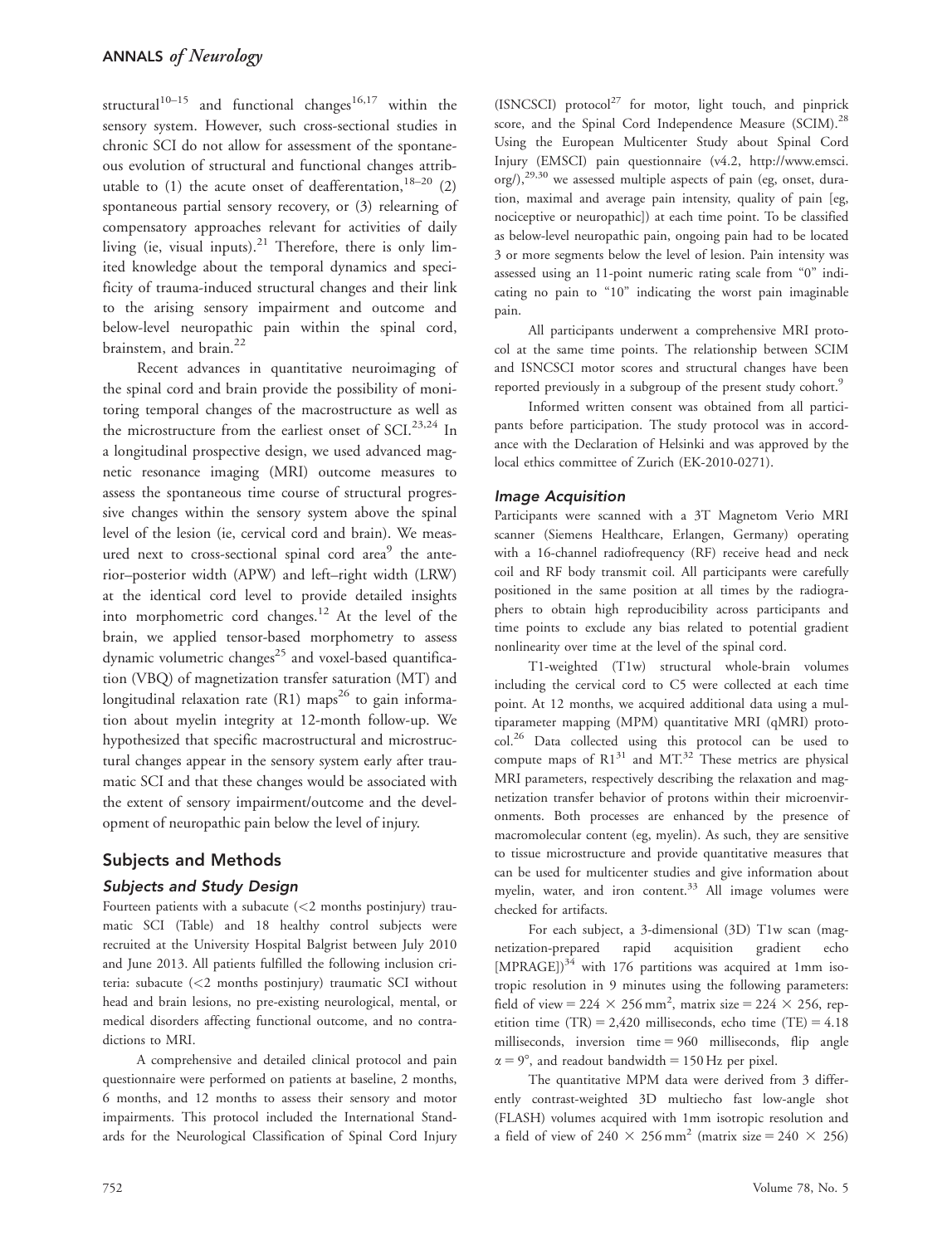structural[10–15] and functional changes[16,17] within the sensory system. However, such cross-sectional studies in chronic SCI do not allow for assessment of the spontaneous evolution of structural and functional changes attributable to (1) the acute onset of deafferentation,[18–20] (2) spontaneous partial sensory recovery, or (3) relearning of compensatory approaches relevant for activities of daily living (ie, visual inputs).[21] Therefore, there is only limited knowledge about the temporal dynamics and specificity of trauma-induced structural changes and their link to the arising sensory impairment and outcome and below-level neuropathic pain within the spinal cord, brainstem, and brain.[22]

Recent advances in quantitative neuroimaging of the spinal cord and brain provide the possibility of monitoring temporal changes of the macrostructure as well as the microstructure from the earliest onset of SCI.[23,24] In a longitudinal prospective design, we used advanced magnetic resonance imaging (MRI) outcome measures to assess the spontaneous time course of structural progressive changes within the sensory system above the spinal level of the lesion (ie, cervical cord and brain). We measured next to cross-sectional spinal cord area[9] the anterior–posterior width (APW) and left–right width (LRW) at the identical cord level to provide detailed insights into morphometric cord changes.[12] At the level of the brain, we applied tensor-based morphometry to assess dynamic volumetric changes[25] and voxel-based quantification (VBQ) of magnetization transfer saturation (MT) and longitudinal relaxation rate (R1) maps[26] to gain information about myelin integrity at 12-month follow-up. We hypothesized that specific macrostructural and microstructural changes appear in the sensory system early after traumatic SCI and that these changes would be associated with the extent of sensory impairment/outcome and the development of neuropathic pain below the level of injury.

## Subjects and Methods

### Subjects and Study Design

Fourteen patients with a subacute (<2 months postinjury) traumatic SCI (Table) and 18 healthy control subjects were recruited at the University Hospital Balgrist between July 2010 and June 2013. All patients fulfilled the following inclusion criteria: subacute (<2 months postinjury) traumatic SCI without head and brain lesions, no pre-existing neurological, mental, or medical disorders affecting functional outcome, and no contradictions to MRI.

A comprehensive and detailed clinical protocol and pain questionnaire were performed on patients at baseline, 2 months, 6 months, and 12 months to assess their sensory and motor impairments. This protocol included the International Standards for the Neurological Classification of Spinal Cord Injury (ISNCSCI) protocol[27] for motor, light touch, and pinprick score, and the Spinal Cord Independence Measure (SCIM).[28] Using the European Multicenter Study about Spinal Cord Injury (EMSCI) pain questionnaire (v4.2, http://www.emsci.org/),[29,30] we assessed multiple aspects of pain (eg, onset, duration, maximal and average pain intensity, quality of pain [eg, nociceptive or neuropathic]) at each time point. To be classified as below-level neuropathic pain, ongoing pain had to be located 3 or more segments below the level of lesion. Pain intensity was assessed using an 11-point numeric rating scale from "0" indicating no pain to "10" indicating the worst pain imaginable pain.

All participants underwent a comprehensive MRI protocol at the same time points. The relationship between SCIM and ISNCSCI motor scores and structural changes have been reported previously in a subgroup of the present study cohort.[9]

Informed written consent was obtained from all participants before participation. The study protocol was in accordance with the Declaration of Helsinki and was approved by the local ethics committee of Zurich (EK-2010-0271).

### Image Acquisition

Participants were scanned with a 3T Magnetom Verio MRI scanner (Siemens Healthcare, Erlangen, Germany) operating with a 16-channel radiofrequency (RF) receive head and neck coil and RF body transmit coil. All participants were carefully positioned in the same position at all times by the radiographers to obtain high reproducibility across participants and time points to exclude any bias related to potential gradient nonlinearity over time at the level of the spinal cord.

T1-weighted (T1w) structural whole-brain volumes including the cervical cord to C5 were collected at each time point. At 12 months, we acquired additional data using a multiparameter mapping (MPM) quantitative MRI (qMRI) protocol.[26] Data collected using this protocol can be used to compute maps of R1[31] and MT.[32] These metrics are physical MRI parameters, respectively describing the relaxation and magnetization transfer behavior of protons within their microenvironments. Both processes are enhanced by the presence of macromolecular content (eg, myelin). As such, they are sensitive to tissue microstructure and provide quantitative measures that can be used for multicenter studies and give information about myelin, water, and iron content.[33] All image volumes were checked for artifacts.

For each subject, a 3-dimensional (3D) T1w scan (magnetization-prepared rapid acquisition gradient echo [MPRAGE])[34] with 176 partitions was acquired at 1mm isotropic resolution in 9 minutes using the following parameters: field of view = 224 × 256 mm$^2$, matrix size = 224 × 256, repetition time (TR) = 2,420 milliseconds, echo time (TE) = 4.18 milliseconds, inversion time = 960 milliseconds, flip angle $\alpha = 9°$, and readout bandwidth = 150 Hz per pixel.

The quantitative MPM data were derived from 3 differently contrast-weighted 3D multiecho fast low-angle shot (FLASH) volumes acquired with 1mm isotropic resolution and a field of view of 240 × 256 mm$^2$ (matrix size = 240 × 256)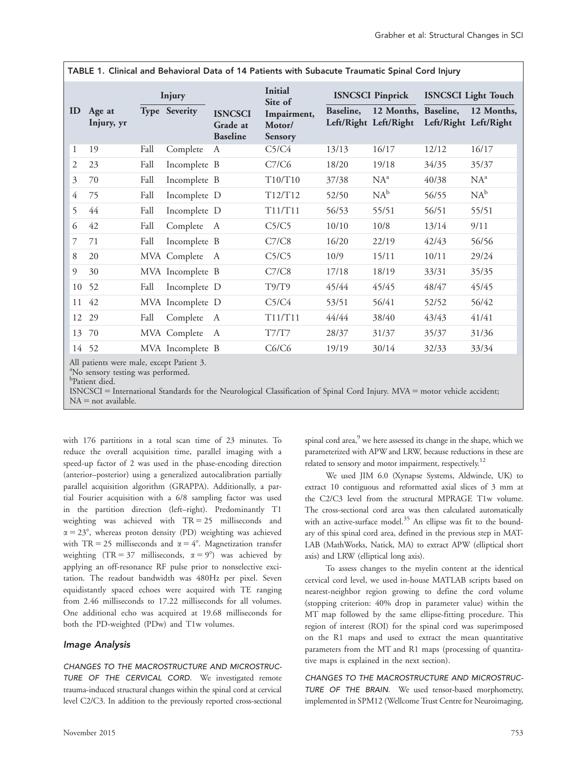TABLE 1. Clinical and Behavioral Data of 14 Patients with Subacute Traumatic Spinal Cord Injury

| ID | Age at Injury, yr | Injury | | ISNCSCI Grade at Baseline | Initial Site of Impairment, Motor/ Sensory | ISNCSCI Pinprick | | ISNCSCI Light Touch | |
|---|---|---|---|---|---|---|---|---|---|
| | | Type | Severity | | | Baseline, Left/Right | 12 Months, Left/Right | Baseline, Left/Right | 12 Months, Left/Right |
| 1 | 19 | Fall | Complete | A | C5/C4 | 13/13 | 16/17 | 12/12 | 16/17 |
| 2 | 23 | Fall | Incomplete | B | C7/C6 | 18/20 | 19/18 | 34/35 | 35/37 |
| 3 | 70 | Fall | Incomplete | B | T10/T10 | 37/38 | NA[a] | 40/38 | NA[a] |
| 4 | 75 | Fall | Incomplete | D | T12/T12 | 52/50 | NA[b] | 56/55 | NA[b] |
| 5 | 44 | Fall | Incomplete | D | T11/T11 | 56/53 | 55/51 | 56/51 | 55/51 |
| 6 | 42 | Fall | Complete | A | C5/C5 | 10/10 | 10/8 | 13/14 | 9/11 |
| 7 | 71 | Fall | Incomplete | B | C7/C8 | 16/20 | 22/19 | 42/43 | 56/56 |
| 8 | 20 | MVA | Complete | A | C5/C5 | 10/9 | 15/11 | 10/11 | 29/24 |
| 9 | 30 | MVA | Incomplete | B | C7/C8 | 17/18 | 18/19 | 33/31 | 35/35 |
| 10 | 52 | Fall | Incomplete | D | T9/T9 | 45/44 | 45/45 | 48/47 | 45/45 |
| 11 | 42 | MVA | Incomplete | D | C5/C4 | 53/51 | 56/41 | 52/52 | 56/42 |
| 12 | 29 | Fall | Complete | A | T11/T11 | 44/44 | 38/40 | 43/43 | 41/41 |
| 13 | 70 | MVA | Complete | A | T7/T7 | 28/37 | 31/37 | 35/37 | 31/36 |
| 14 | 52 | MVA | Incomplete | B | C6/C6 | 19/19 | 30/14 | 32/33 | 33/34 |

All patients were male, except Patient 3.
[a]No sensory testing was performed.
[b]Patient died.
ISNCSCI = International Standards for the Neurological Classification of Spinal Cord Injury. MVA = motor vehicle accident; NA = not available.

with 176 partitions in a total scan time of 23 minutes. To reduce the overall acquisition time, parallel imaging with a speed-up factor of 2 was used in the phase-encoding direction (anterior–posterior) using a generalized autocalibration partially parallel acquisition algorithm (GRAPPA). Additionally, a partial Fourier acquisition with a 6/8 sampling factor was used in the partition direction (left–right). Predominantly T1 weighting was achieved with TR = 25 milliseconds and $\alpha = 23°$, whereas proton density (PD) weighting was achieved with TR = 25 milliseconds and $\alpha = 4°$. Magnetization transfer weighting (TR = 37 milliseconds, $\alpha = 9°$) was achieved by applying an off-resonance RF pulse prior to nonselective excitation. The readout bandwidth was 480Hz per pixel. Seven equidistantly spaced echoes were acquired with TE ranging from 2.46 milliseconds to 17.22 milliseconds for all volumes. One additional echo was acquired at 19.68 milliseconds for both the PD-weighted (PDw) and T1w volumes.

### Image Analysis

CHANGES TO THE MACROSTRUCTURE AND MICROSTRUCTURE OF THE CERVICAL CORD. We investigated remote trauma-induced structural changes within the spinal cord at cervical level C2/C3. In addition to the previously reported cross-sectional spinal cord area,[9] we here assessed its change in the shape, which we parameterized with APW and LRW, because reductions in these are related to sensory and motor impairment, respectively.[12]

We used JIM 6.0 (Xynapse Systems, Aldwincle, UK) to extract 10 contiguous and reformatted axial slices of 3 mm at the C2/C3 level from the structural MPRAGE T1w volume. The cross-sectional cord area was then calculated automatically with an active-surface model.[35] An ellipse was fit to the boundary of this spinal cord area, defined in the previous step in MATLAB (MathWorks, Natick, MA) to extract APW (elliptical short axis) and LRW (elliptical long axis).

To assess changes to the myelin content at the identical cervical cord level, we used in-house MATLAB scripts based on nearest-neighbor region growing to define the cord volume (stopping criterion: 40% drop in parameter value) within the MT map followed by the same ellipse-fitting procedure. This region of interest (ROI) for the spinal cord was superimposed on the R1 maps and used to extract the mean quantitative parameters from the MT and R1 maps (processing of quantitative maps is explained in the next section).

CHANGES TO THE MACROSTRUCTURE AND MICROSTRUCTURE OF THE BRAIN. We used tensor-based morphometry, implemented in SPM12 (Wellcome Trust Centre for Neuroimaging,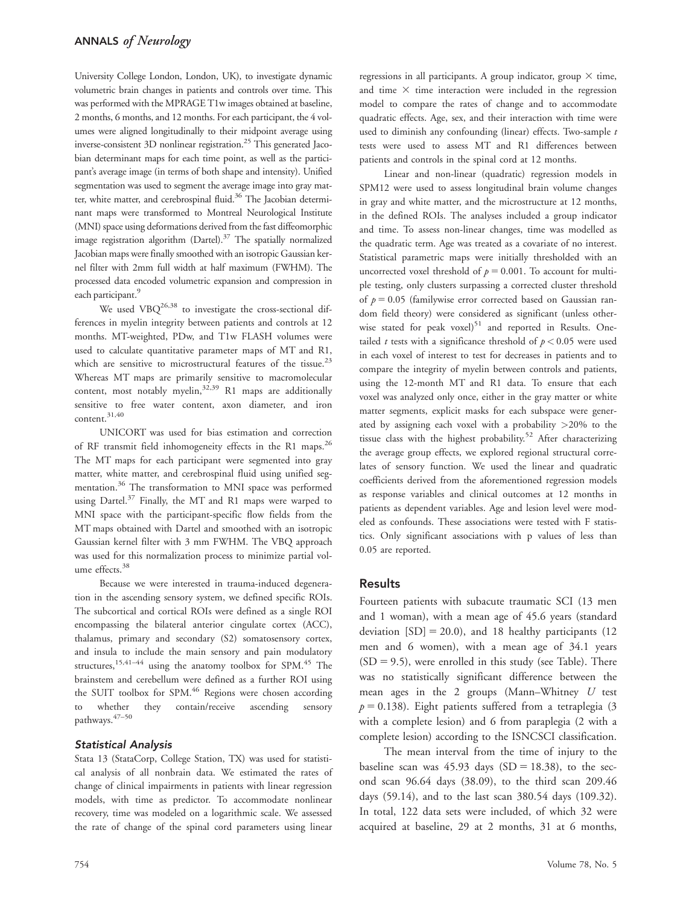University College London, London, UK), to investigate dynamic volumetric brain changes in patients and controls over time. This was performed with the MPRAGE T1w images obtained at baseline, 2 months, 6 months, and 12 months. For each participant, the 4 volumes were aligned longitudinally to their midpoint average using inverse-consistent 3D nonlinear registration.[25] This generated Jacobian determinant maps for each time point, as well as the participant's average image (in terms of both shape and intensity). Unified segmentation was used to segment the average image into gray matter, white matter, and cerebrospinal fluid.[36] The Jacobian determinant maps were transformed to Montreal Neurological Institute (MNI) space using deformations derived from the fast diffeomorphic image registration algorithm (Dartel).[37] The spatially normalized Jacobian maps were finally smoothed with an isotropic Gaussian kernel filter with 2mm full width at half maximum (FWHM). The processed data encoded volumetric expansion and compression in each participant.[9]

We used VBQ[26,38] to investigate the cross-sectional differences in myelin integrity between patients and controls at 12 months. MT-weighted, PDw, and T1w FLASH volumes were used to calculate quantitative parameter maps of MT and R1, which are sensitive to microstructural features of the tissue.[23] Whereas MT maps are primarily sensitive to macromolecular content, most notably myelin,[32,39] R1 maps are additionally sensitive to free water content, axon diameter, and iron content.[31,40]

UNICORT was used for bias estimation and correction of RF transmit field inhomogeneity effects in the R1 maps.[26] The MT maps for each participant were segmented into gray matter, white matter, and cerebrospinal fluid using unified segmentation.[36] The transformation to MNI space was performed using Dartel.[37] Finally, the MT and R1 maps were warped to MNI space with the participant-specific flow fields from the MT maps obtained with Dartel and smoothed with an isotropic Gaussian kernel filter with 3 mm FWHM. The VBQ approach was used for this normalization process to minimize partial volume effects.[38]

Because we were interested in trauma-induced degeneration in the ascending sensory system, we defined specific ROIs. The subcortical and cortical ROIs were defined as a single ROI encompassing the bilateral anterior cingulate cortex (ACC), thalamus, primary and secondary (S2) somatosensory cortex, and insula to include the main sensory and pain modulatory structures,[15,41–44] using the anatomy toolbox for SPM.[45] The brainstem and cerebellum were defined as a further ROI using the SUIT toolbox for SPM.[46] Regions were chosen according to whether they contain/receive ascending sensory pathways.[47–50]

### *Statistical Analysis*

Stata 13 (StataCorp, College Station, TX) was used for statistical analysis of all nonbrain data. We estimated the rates of change of clinical impairments in patients with linear regression models, with time as predictor. To accommodate nonlinear recovery, time was modeled on a logarithmic scale. We assessed the rate of change of the spinal cord parameters using linear regressions in all participants. A group indicator, group × time, and time × time interaction were included in the regression model to compare the rates of change and to accommodate quadratic effects. Age, sex, and their interaction with time were used to diminish any confounding (linear) effects. Two-sample $t$ tests were used to assess MT and R1 differences between patients and controls in the spinal cord at 12 months.

Linear and non-linear (quadratic) regression models in SPM12 were used to assess longitudinal brain volume changes in gray and white matter, and the microstructure at 12 months, in the defined ROIs. The analyses included a group indicator and time. To assess non-linear changes, time was modelled as the quadratic term. Age was treated as a covariate of no interest. Statistical parametric maps were initially thresholded with an uncorrected voxel threshold of $p = 0.001$. To account for multiple testing, only clusters surpassing a corrected cluster threshold of $p = 0.05$ (familywise error corrected based on Gaussian random field theory) were considered as significant (unless otherwise stated for peak voxel)[51] and reported in Results. One-tailed $t$ tests with a significance threshold of $p < 0.05$ were used in each voxel of interest to test for decreases in patients and to compare the integrity of myelin between controls and patients, using the 12-month MT and R1 data. To ensure that each voxel was analyzed only once, either in the gray matter or white matter segments, explicit masks for each subspace were generated by assigning each voxel with a probability >20% to the tissue class with the highest probability.[52] After characterizing the average group effects, we explored regional structural correlates of sensory function. We used the linear and quadratic coefficients derived from the aforementioned regression models as response variables and clinical outcomes at 12 months in patients as dependent variables. Age and lesion level were modeled as confounds. These associations were tested with F statistics. Only significant associations with p values of less than 0.05 are reported.

## Results

Fourteen patients with subacute traumatic SCI (13 men and 1 woman), with a mean age of 45.6 years (standard deviation [SD] = 20.0), and 18 healthy participants (12 men and 6 women), with a mean age of 34.1 years (SD = 9.5), were enrolled in this study (see Table). There was no statistically significant difference between the mean ages in the 2 groups (Mann–Whitney $U$ test $p = 0.138$). Eight patients suffered from a tetraplegia (3 with a complete lesion) and 6 from paraplegia (2 with a complete lesion) according to the ISNCSCI classification.

The mean interval from the time of injury to the baseline scan was 45.93 days (SD = 18.38), to the second scan 96.64 days (38.09), to the third scan 209.46 days (59.14), and to the last scan 380.54 days (109.32). In total, 122 data sets were included, of which 32 were acquired at baseline, 29 at 2 months, 31 at 6 months,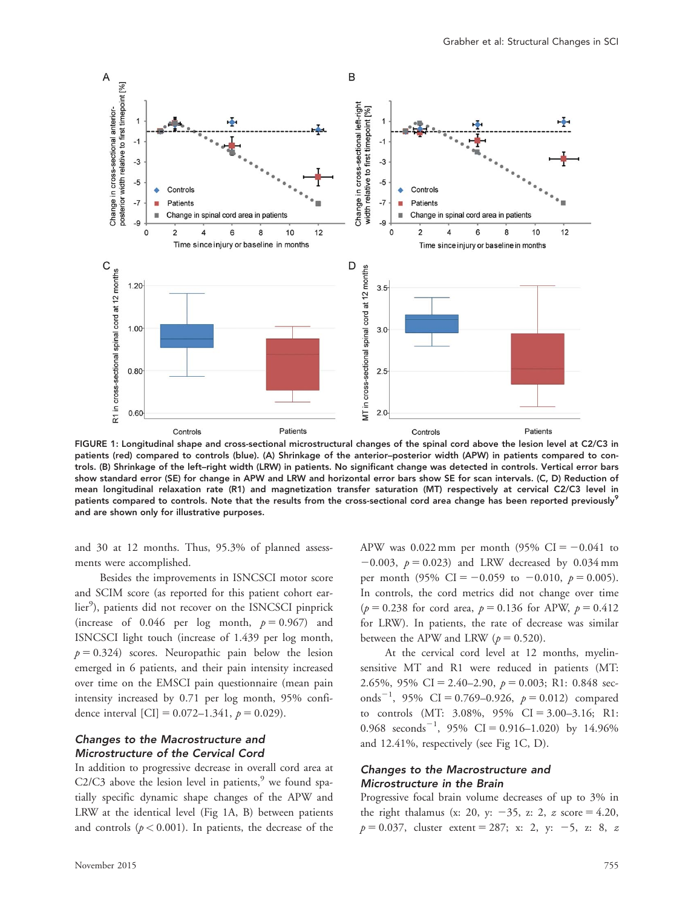FIGURE 1: Longitudinal shape and cross-sectional microstructural changes of the spinal cord above the lesion level at C2/C3 in patients (red) compared to controls (blue). (A) Shrinkage of the anterior–posterior width (APW) in patients compared to controls. (B) Shrinkage of the left–right width (LRW) in patients. No significant change was detected in controls. Vertical error bars show standard error (SE) for change in APW and LRW and horizontal error bars show SE for scan intervals. (C, D) Reduction of mean longitudinal relaxation rate (R1) and magnetization transfer saturation (MT) respectively at cervical C2/C3 level in patients compared to controls. Note that the results from the cross-sectional cord area change has been reported previously[9] and are shown only for illustrative purposes.

and 30 at 12 months. Thus, 95.3% of planned assessments were accomplished.

Besides the improvements in ISNCSCI motor score and SCIM score (as reported for this patient cohort earlier[9]), patients did not recover on the ISNCSCI pinprick (increase of 0.046 per log month, $p = 0.967$) and ISNCSCI light touch (increase of 1.439 per log month, $p = 0.324$) scores. Neuropathic pain below the lesion emerged in 6 patients, and their pain intensity increased over time on the EMSCI pain questionnaire (mean pain intensity increased by 0.71 per log month, 95% confidence interval [CI] = 0.072–1.341, $p = 0.029$).

### Changes to the Macrostructure and Microstructure of the Cervical Cord

In addition to progressive decrease in overall cord area at C2/C3 above the lesion level in patients,[9] we found spatially specific dynamic shape changes of the APW and LRW at the identical level (Fig 1A, B) between patients and controls ($p < 0.001$). In patients, the decrease of the APW was 0.022 mm per month (95% CI = −0.041 to −0.003, $p = 0.023$) and LRW decreased by 0.034 mm per month (95% CI = −0.059 to −0.010, $p = 0.005$). In controls, the cord metrics did not change over time ($p = 0.238$ for cord area, $p = 0.136$ for APW, $p = 0.412$ for LRW). In patients, the rate of decrease was similar between the APW and LRW ($p = 0.520$).

At the cervical cord level at 12 months, myelin-sensitive MT and R1 were reduced in patients (MT: 2.65%, 95% CI = 2.40–2.90, $p = 0.003$; R1: 0.848 seconds$^{-1}$, 95% CI = 0.769–0.926, $p = 0.012$) compared to controls (MT: 3.08%, 95% CI = 3.00–3.16; R1: 0.968 seconds$^{-1}$, 95% CI = 0.916–1.020) by 14.96% and 12.41%, respectively (see Fig 1C, D).

### Changes to the Macrostructure and Microstructure in the Brain

Progressive focal brain volume decreases of up to 3% in the right thalamus (x: 20, y: −35, z: 2, $z$ score = 4.20, $p = 0.037$, cluster extent = 287; x: 2, y: −5, z: 8, $z$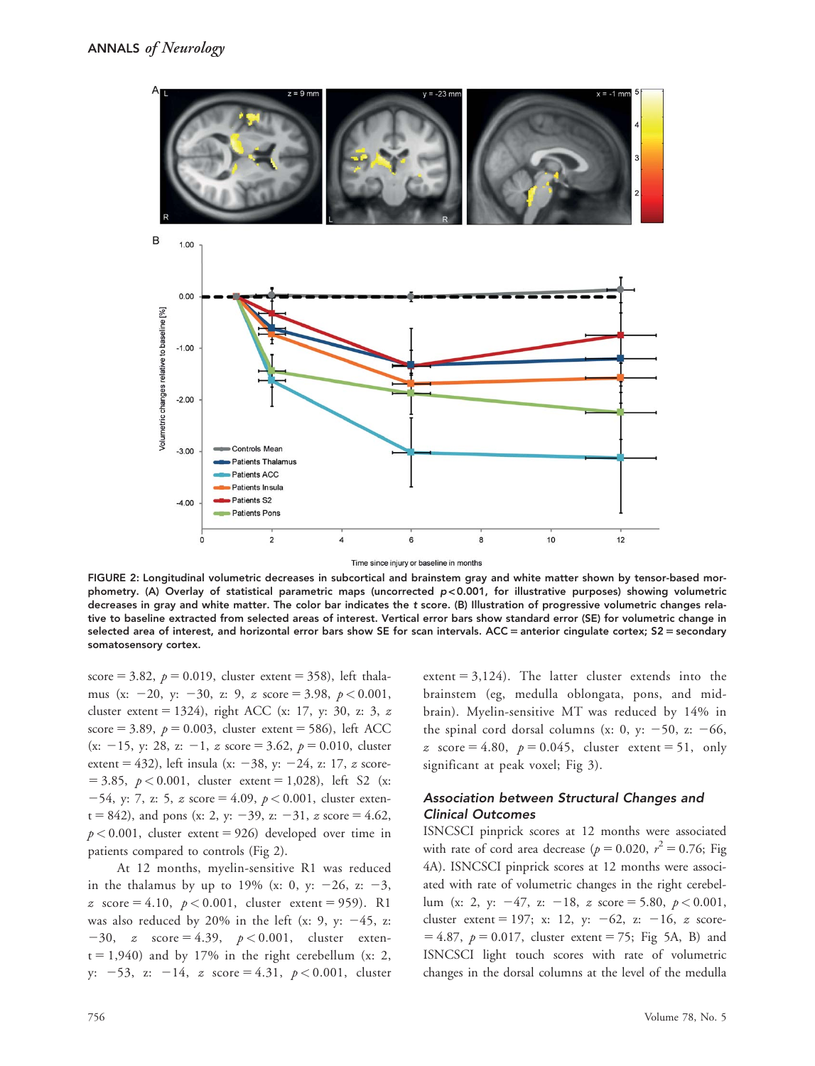FIGURE 2: Longitudinal volumetric decreases in subcortical and brainstem gray and white matter shown by tensor-based morphometry. (A) Overlay of statistical parametric maps (uncorrected $p < 0.001$, for illustrative purposes) showing volumetric decreases in gray and white matter. The color bar indicates the *t* score. (B) Illustration of progressive volumetric changes relative to baseline extracted from selected areas of interest. Vertical error bars show standard error (SE) for volumetric change in selected area of interest, and horizontal error bars show SE for scan intervals. ACC = anterior cingulate cortex; S2 = secondary somatosensory cortex.

score = 3.82, $p = 0.019$, cluster extent = 358), left thalamus (x: −20, y: −30, z: 9, *z* score = 3.98, $p < 0.001$, cluster extent = 1324), right ACC (x: 17, y: 30, z: 3, *z* score = 3.89, $p = 0.003$, cluster extent = 586), left ACC (x: −15, y: 28, z: −1, *z* score = 3.62, $p = 0.010$, cluster extent = 432), left insula (x: −38, y: −24, z: 17, *z* score = 3.85, $p < 0.001$, cluster extent = 1,028), left S2 (x: −54, y: 7, z: 5, *z* score = 4.09, $p < 0.001$, cluster extent = 842), and pons (x: 2, y: −39, z: −31, *z* score = 4.62, $p < 0.001$, cluster extent = 926) developed over time in patients compared to controls (Fig 2).

At 12 months, myelin-sensitive R1 was reduced in the thalamus by up to 19% (x: 0, y: −26, z: −3, *z* score = 4.10, $p < 0.001$, cluster extent = 959). R1 was also reduced by 20% in the left (x: 9, y: −45, z: −30, *z* score = 4.39, $p < 0.001$, cluster extent = 1,940) and by 17% in the right cerebellum (x: 2, y: −53, z: −14, *z* score = 4.31, $p < 0.001$, cluster extent = 3,124). The latter cluster extends into the brainstem (eg, medulla oblongata, pons, and midbrain). Myelin-sensitive MT was reduced by 14% in the spinal cord dorsal columns (x: 0, y: −50, z: −66, *z* score = 4.80, $p = 0.045$, cluster extent = 51, only significant at peak voxel; Fig 3).

### Association between Structural Changes and Clinical Outcomes

ISNCSCI pinprick scores at 12 months were associated with rate of cord area decrease ($p = 0.020$, $r^2 = 0.76$; Fig 4A). ISNCSCI pinprick scores at 12 months were associated with rate of volumetric changes in the right cerebellum (x: 2, y: −47, z: −18, *z* score = 5.80, $p < 0.001$, cluster extent = 197; x: 12, y: −62, z: −16, *z* score = 4.87, $p = 0.017$, cluster extent = 75; Fig 5A, B) and ISNCSCI light touch scores with rate of volumetric changes in the dorsal columns at the level of the medulla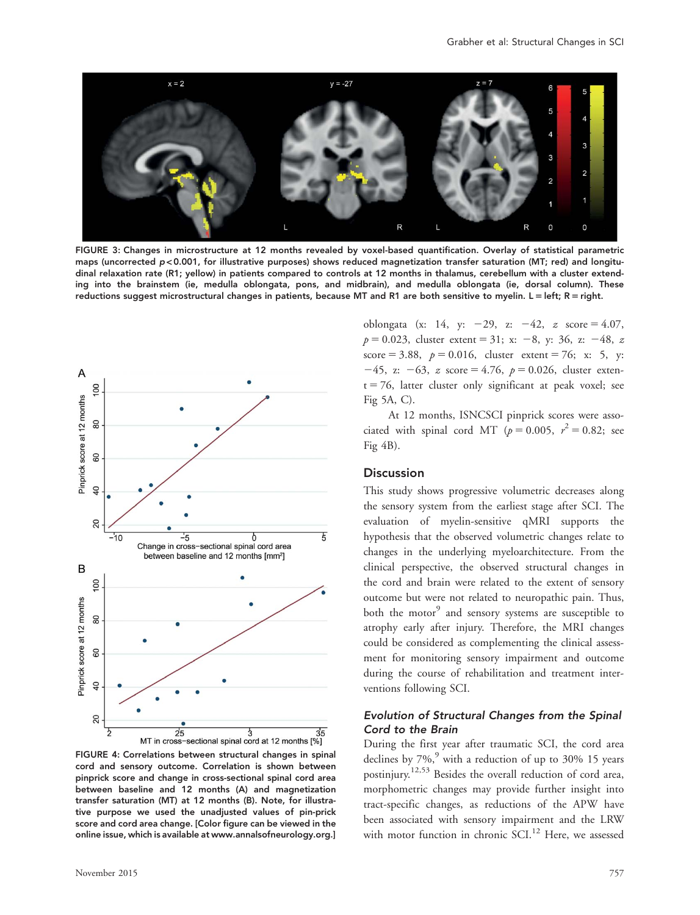FIGURE 3: Changes in microstructure at 12 months revealed by voxel-based quantification. Overlay of statistical parametric maps (uncorrected $p < 0.001$, for illustrative purposes) shows reduced magnetization transfer saturation (MT; red) and longitudinal relaxation rate (R1; yellow) in patients compared to controls at 12 months in thalamus, cerebellum with a cluster extending into the brainstem (ie, medulla oblongata, pons, and midbrain), and medulla oblongata (ie, dorsal column). These reductions suggest microstructural changes in patients, because MT and R1 are both sensitive to myelin. L = left; R = right.

FIGURE 4: Correlations between structural changes in spinal cord and sensory outcome. Correlation is shown between pinprick score and change in cross-sectional spinal cord area between baseline and 12 months (A) and magnetization transfer saturation (MT) at 12 months (B). Note, for illustrative purpose we used the unadjusted values of pin-prick score and cord area change. [Color figure can be viewed in the online issue, which is available at www.annalsofneurology.org.]

oblongata (x: 14, y: −29, z: −42, *z* score = 4.07, $p = 0.023$, cluster extent = 31; x: −8, y: 36, z: −48, *z* score = 3.88, $p = 0.016$, cluster extent = 76; x: 5, y: −45, z: −63, *z* score = 4.76, $p = 0.026$, cluster extent = 76, latter cluster only significant at peak voxel; see Fig 5A, C).

At 12 months, ISNCSCI pinprick scores were associated with spinal cord MT ($p = 0.005$, $r^2 = 0.82$; see Fig 4B).

## Discussion

This study shows progressive volumetric decreases along the sensory system from the earliest stage after SCI. The evaluation of myelin-sensitive qMRI supports the hypothesis that the observed volumetric changes relate to changes in the underlying myeloarchitecture. From the clinical perspective, the observed structural changes in the cord and brain were related to the extent of sensory outcome but were not related to neuropathic pain. Thus, both the motor[9] and sensory systems are susceptible to atrophy early after injury. Therefore, the MRI changes could be considered as complementing the clinical assessment for monitoring sensory impairment and outcome during the course of rehabilitation and treatment interventions following SCI.

### *Evolution of Structural Changes from the Spinal Cord to the Brain*

During the first year after traumatic SCI, the cord area declines by 7%,[9] with a reduction of up to 30% 15 years postinjury.[12,53] Besides the overall reduction of cord area, morphometric changes may provide further insight into tract-specific changes, as reductions of the APW have been associated with sensory impairment and the LRW with motor function in chronic SCI.[12] Here, we assessed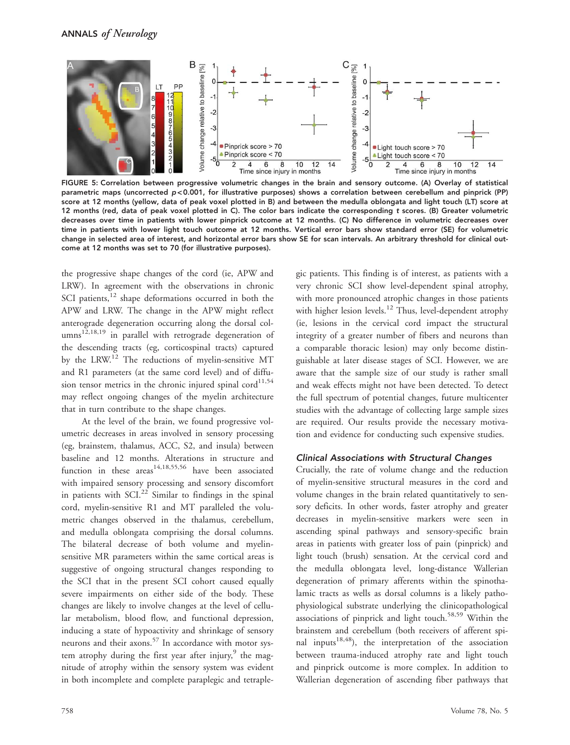FIGURE 5: Correlation between progressive volumetric changes in the brain and sensory outcome. (A) Overlay of statistical parametric maps (uncorrected $p < 0.001$, for illustrative purposes) shows a correlation between cerebellum and pinprick (PP) score at 12 months (yellow, data of peak voxel plotted in B) and between the medulla oblongata and light touch (LT) score at 12 months (red, data of peak voxel plotted in C). The color bars indicate the corresponding $t$ scores. (B) Greater volumetric decreases over time in patients with lower pinprick outcome at 12 months. (C) No difference in volumetric decreases over time in patients with lower light touch outcome at 12 months. Vertical error bars show standard error (SE) for volumetric change in selected area of interest, and horizontal error bars show SE for scan intervals. An arbitrary threshold for clinical outcome at 12 months was set to 70 (for illustrative purposes).

the progressive shape changes of the cord (ie, APW and LRW). In agreement with the observations in chronic SCI patients,[12] shape deformations occurred in both the APW and LRW. The change in the APW might reflect anterograde degeneration occurring along the dorsal columns[12,18,19] in parallel with retrograde degeneration of the descending tracts (eg, corticospinal tracts) captured by the LRW.[12] The reductions of myelin-sensitive MT and R1 parameters (at the same cord level) and of diffusion tensor metrics in the chronic injured spinal cord[11,54] may reflect ongoing changes of the myelin architecture that in turn contribute to the shape changes.

At the level of the brain, we found progressive volumetric decreases in areas involved in sensory processing (eg, brainstem, thalamus, ACC, S2, and insula) between baseline and 12 months. Alterations in structure and function in these areas[14,18,55,56] have been associated with impaired sensory processing and sensory discomfort in patients with SCI.[22] Similar to findings in the spinal cord, myelin-sensitive R1 and MT paralleled the volumetric changes observed in the thalamus, cerebellum, and medulla oblongata comprising the dorsal columns. The bilateral decrease of both volume and myelin-sensitive MR parameters within the same cortical areas is suggestive of ongoing structural changes responding to the SCI that in the present SCI cohort caused equally severe impairments on either side of the body. These changes are likely to involve changes at the level of cellular metabolism, blood flow, and functional depression, inducing a state of hypoactivity and shrinkage of sensory neurons and their axons.[57] In accordance with motor system atrophy during the first year after injury,[9] the magnitude of atrophy within the sensory system was evident in both incomplete and complete paraplegic and tetraplegic patients. This finding is of interest, as patients with a very chronic SCI show level-dependent spinal atrophy, with more pronounced atrophic changes in those patients with higher lesion levels.[12] Thus, level-dependent atrophy (ie, lesions in the cervical cord impact the structural integrity of a greater number of fibers and neurons than a comparable thoracic lesion) may only become distinguishable at later disease stages of SCI. However, we are aware that the sample size of our study is rather small and weak effects might not have been detected. To detect the full spectrum of potential changes, future multicenter studies with the advantage of collecting large sample sizes are required. Our results provide the necessary motivation and evidence for conducting such expensive studies.

### Clinical Associations with Structural Changes

Crucially, the rate of volume change and the reduction of myelin-sensitive structural measures in the cord and volume changes in the brain related quantitatively to sensory deficits. In other words, faster atrophy and greater decreases in myelin-sensitive markers were seen in ascending spinal pathways and sensory-specific brain areas in patients with greater loss of pain (pinprick) and light touch (brush) sensation. At the cervical cord and the medulla oblongata level, long-distance Wallerian degeneration of primary afferents within the spinothalamic tracts as wells as dorsal columns is a likely pathophysiological substrate underlying the clinicopathological associations of pinprick and light touch.[58,59] Within the brainstem and cerebellum (both receivers of afferent spinal inputs[18,48]), the interpretation of the association between trauma-induced atrophy rate and light touch and pinprick outcome is more complex. In addition to Wallerian degeneration of ascending fiber pathways that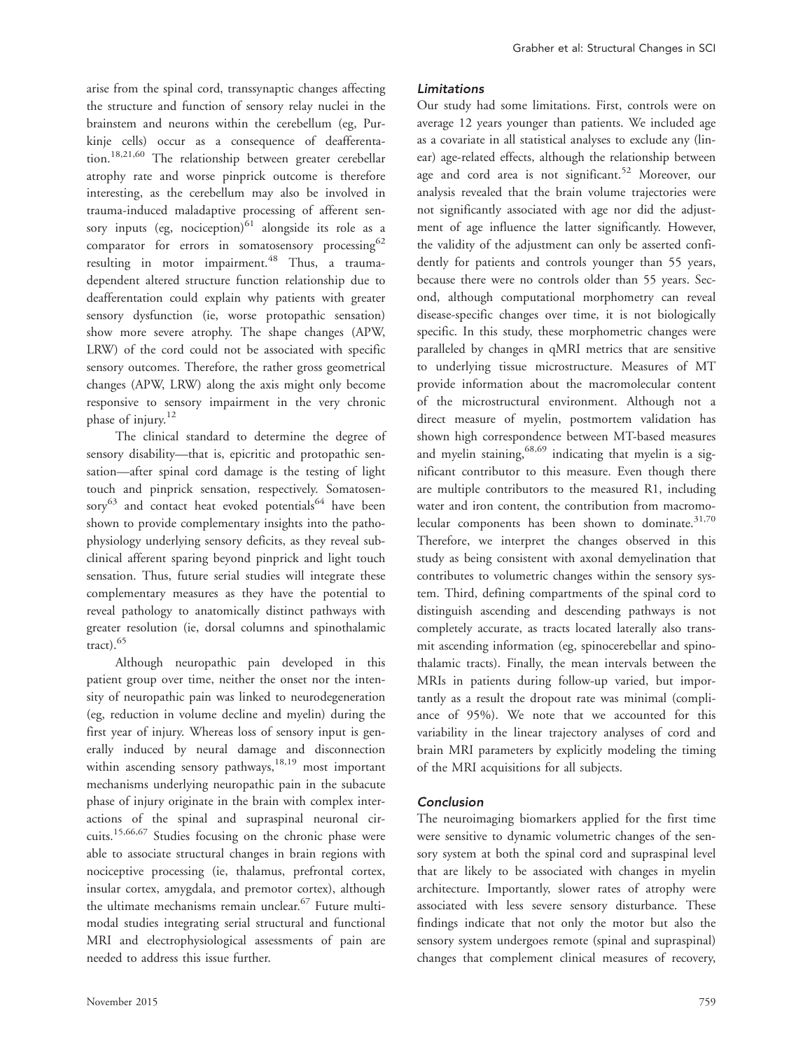arise from the spinal cord, transsynaptic changes affecting the structure and function of sensory relay nuclei in the brainstem and neurons within the cerebellum (eg, Purkinje cells) occur as a consequence of deafferentation.[18,21,60] The relationship between greater cerebellar atrophy rate and worse pinprick outcome is therefore interesting, as the cerebellum may also be involved in trauma-induced maladaptive processing of afferent sensory inputs (eg, nociception)[61] alongside its role as a comparator for errors in somatosensory processing[62] resulting in motor impairment.[48] Thus, a trauma-dependent altered structure function relationship due to deafferentation could explain why patients with greater sensory dysfunction (ie, worse protopathic sensation) show more severe atrophy. The shape changes (APW, LRW) of the cord could not be associated with specific sensory outcomes. Therefore, the rather gross geometrical changes (APW, LRW) along the axis might only become responsive to sensory impairment in the very chronic phase of injury.[12]

The clinical standard to determine the degree of sensory disability—that is, epicritic and protopathic sensation—after spinal cord damage is the testing of light touch and pinprick sensation, respectively. Somatosensory[63] and contact heat evoked potentials[64] have been shown to provide complementary insights into the pathophysiology underlying sensory deficits, as they reveal subclinical afferent sparing beyond pinprick and light touch sensation. Thus, future serial studies will integrate these complementary measures as they have the potential to reveal pathology to anatomically distinct pathways with greater resolution (ie, dorsal columns and spinothalamic tract).[65]

Although neuropathic pain developed in this patient group over time, neither the onset nor the intensity of neuropathic pain was linked to neurodegeneration (eg, reduction in volume decline and myelin) during the first year of injury. Whereas loss of sensory input is generally induced by neural damage and disconnection within ascending sensory pathways,[18,19] most important mechanisms underlying neuropathic pain in the subacute phase of injury originate in the brain with complex interactions of the spinal and supraspinal neuronal circuits.[15,66,67] Studies focusing on the chronic phase were able to associate structural changes in brain regions with nociceptive processing (ie, thalamus, prefrontal cortex, insular cortex, amygdala, and premotor cortex), although the ultimate mechanisms remain unclear.[67] Future multimodal studies integrating serial structural and functional MRI and electrophysiological assessments of pain are needed to address this issue further.

### *Limitations*

Our study had some limitations. First, controls were on average 12 years younger than patients. We included age as a covariate in all statistical analyses to exclude any (linear) age-related effects, although the relationship between age and cord area is not significant.[52] Moreover, our analysis revealed that the brain volume trajectories were not significantly associated with age nor did the adjustment of age influence the latter significantly. However, the validity of the adjustment can only be asserted confidently for patients and controls younger than 55 years, because there were no controls older than 55 years. Second, although computational morphometry can reveal disease-specific changes over time, it is not biologically specific. In this study, these morphometric changes were paralleled by changes in qMRI metrics that are sensitive to underlying tissue microstructure. Measures of MT provide information about the macromolecular content of the microstructural environment. Although not a direct measure of myelin, postmortem validation has shown high correspondence between MT-based measures and myelin staining,[68,69] indicating that myelin is a significant contributor to this measure. Even though there are multiple contributors to the measured R1, including water and iron content, the contribution from macromolecular components has been shown to dominate.[31,70] Therefore, we interpret the changes observed in this study as being consistent with axonal demyelination that contributes to volumetric changes within the sensory system. Third, defining compartments of the spinal cord to distinguish ascending and descending pathways is not completely accurate, as tracts located laterally also transmit ascending information (eg, spinocerebellar and spinothalamic tracts). Finally, the mean intervals between the MRIs in patients during follow-up varied, but importantly as a result the dropout rate was minimal (compliance of 95%). We note that we accounted for this variability in the linear trajectory analyses of cord and brain MRI parameters by explicitly modeling the timing of the MRI acquisitions for all subjects.

### *Conclusion*

The neuroimaging biomarkers applied for the first time were sensitive to dynamic volumetric changes of the sensory system at both the spinal cord and supraspinal level that are likely to be associated with changes in myelin architecture. Importantly, slower rates of atrophy were associated with less severe sensory disturbance. These findings indicate that not only the motor but also the sensory system undergoes remote (spinal and supraspinal) changes that complement clinical measures of recovery,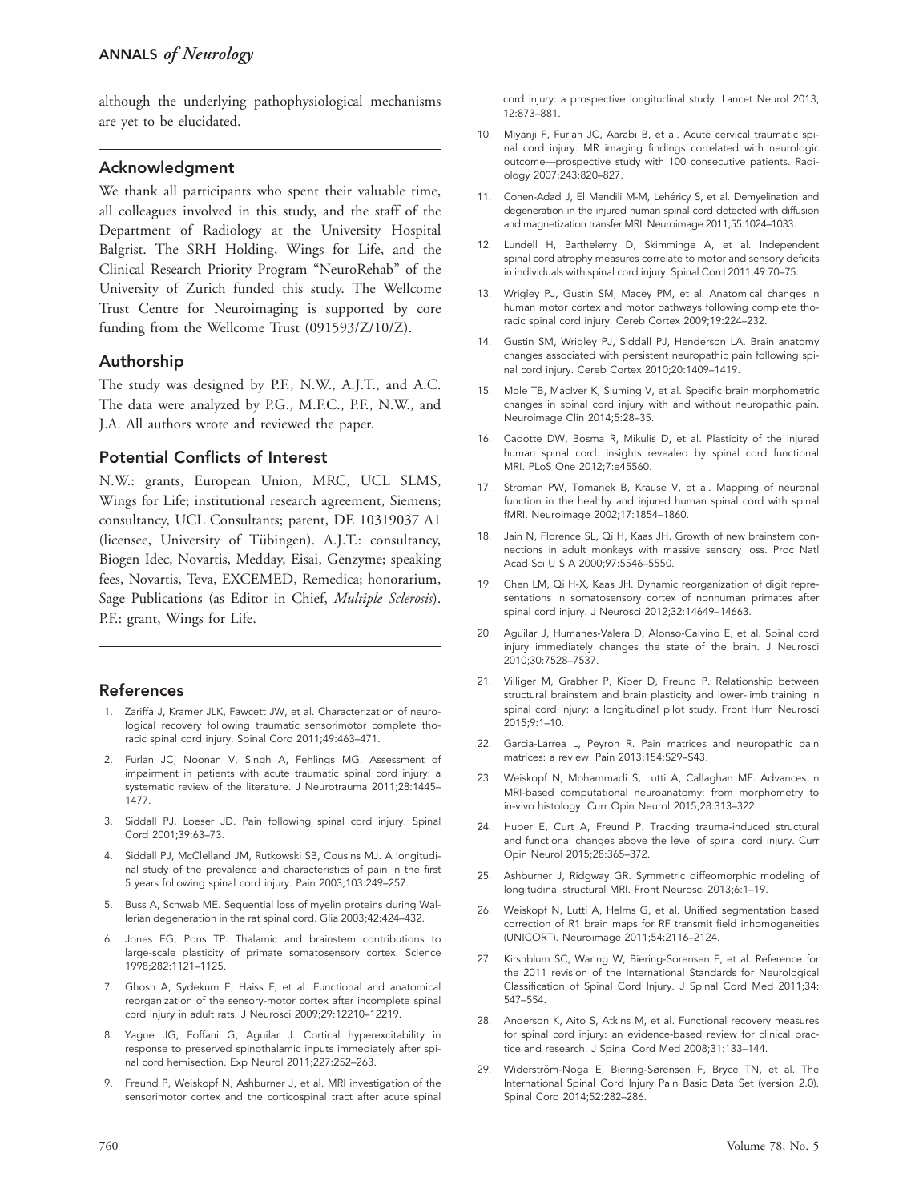although the underlying pathophysiological mechanisms are yet to be elucidated.

## Acknowledgment

We thank all participants who spent their valuable time, all colleagues involved in this study, and the staff of the Department of Radiology at the University Hospital Balgrist. The SRH Holding, Wings for Life, and the Clinical Research Priority Program "NeuroRehab" of the University of Zurich funded this study. The Wellcome Trust Centre for Neuroimaging is supported by core funding from the Wellcome Trust (091593/Z/10/Z).

## Authorship

The study was designed by P.F., N.W., A.J.T., and A.C. The data were analyzed by P.G., M.F.C., P.F., N.W., and J.A. All authors wrote and reviewed the paper.

## Potential Conflicts of Interest

N.W.: grants, European Union, MRC, UCL SLMS, Wings for Life; institutional research agreement, Siemens; consultancy, UCL Consultants; patent, DE 10319037 A1 (licensee, University of Tübingen). A.J.T.: consultancy, Biogen Idec, Novartis, Medday, Eisai, Genzyme; speaking fees, Novartis, Teva, EXCEMED, Remedica; honorarium, Sage Publications (as Editor in Chief, *Multiple Sclerosis*). P.F.: grant, Wings for Life.

## References

1. Zariffa J, Kramer JLK, Fawcett JW, et al. Characterization of neurological recovery following traumatic sensorimotor complete thoracic spinal cord injury. Spinal Cord 2011;49:463–471.
2. Furlan JC, Noonan V, Singh A, Fehlings MG. Assessment of impairment in patients with acute traumatic spinal cord injury: a systematic review of the literature. J Neurotrauma 2011;28:1445–1477.
3. Siddall PJ, Loeser JD. Pain following spinal cord injury. Spinal Cord 2001;39:63–73.
4. Siddall PJ, McClelland JM, Rutkowski SB, Cousins MJ. A longitudinal study of the prevalence and characteristics of pain in the first 5 years following spinal cord injury. Pain 2003;103:249–257.
5. Buss A, Schwab ME. Sequential loss of myelin proteins during Wallerian degeneration in the rat spinal cord. Glia 2003;42:424–432.
6. Jones EG, Pons TP. Thalamic and brainstem contributions to large-scale plasticity of primate somatosensory cortex. Science 1998;282:1121–1125.
7. Ghosh A, Sydekum E, Haiss F, et al. Functional and anatomical reorganization of the sensory-motor cortex after incomplete spinal cord injury in adult rats. J Neurosci 2009;29:12210–12219.
8. Yague JG, Foffani G, Aguilar J. Cortical hyperexcitability in response to preserved spinothalamic inputs immediately after spinal cord hemisection. Exp Neurol 2011;227:252–263.
9. Freund P, Weiskopf N, Ashburner J, et al. MRI investigation of the sensorimotor cortex and the corticospinal tract after acute spinal cord injury: a prospective longitudinal study. Lancet Neurol 2013; 12:873–881.
10. Miyanji F, Furlan JC, Aarabi B, et al. Acute cervical traumatic spinal cord injury: MR imaging findings correlated with neurologic outcome—prospective study with 100 consecutive patients. Radiology 2007;243:820–827.
11. Cohen-Adad J, El Mendili M-M, Lehéricy S, et al. Demyelination and degeneration in the injured human spinal cord detected with diffusion and magnetization transfer MRI. Neuroimage 2011;55:1024–1033.
12. Lundell H, Barthelemy D, Skimminge A, et al. Independent spinal cord atrophy measures correlate to motor and sensory deficits in individuals with spinal cord injury. Spinal Cord 2011;49:70–75.
13. Wrigley PJ, Gustin SM, Macey PM, et al. Anatomical changes in human motor cortex and motor pathways following complete thoracic spinal cord injury. Cereb Cortex 2009;19:224–232.
14. Gustin SM, Wrigley PJ, Siddall PJ, Henderson LA. Brain anatomy changes associated with persistent neuropathic pain following spinal cord injury. Cereb Cortex 2010;20:1409–1419.
15. Mole TB, MacIver K, Sluming V, et al. Specific brain morphometric changes in spinal cord injury with and without neuropathic pain. Neuroimage Clin 2014;5:28–35.
16. Cadotte DW, Bosma R, Mikulis D, et al. Plasticity of the injured human spinal cord: insights revealed by spinal cord functional MRI. PLoS One 2012;7:e45560.
17. Stroman PW, Tomanek B, Krause V, et al. Mapping of neuronal function in the healthy and injured human spinal cord with spinal fMRI. Neuroimage 2002;17:1854–1860.
18. Jain N, Florence SL, Qi H, Kaas JH. Growth of new brainstem connections in adult monkeys with massive sensory loss. Proc Natl Acad Sci U S A 2000;97:5546–5550.
19. Chen LM, Qi H-X, Kaas JH. Dynamic reorganization of digit representations in somatosensory cortex of nonhuman primates after spinal cord injury. J Neurosci 2012;32:14649–14663.
20. Aguilar J, Humanes-Valera D, Alonso-Calviño E, et al. Spinal cord injury immediately changes the state of the brain. J Neurosci 2010;30:7528–7537.
21. Villiger M, Grabher P, Kiper D, Freund P. Relationship between structural brainstem and brain plasticity and lower-limb training in spinal cord injury: a longitudinal pilot study. Front Hum Neurosci 2015;9:1–10.
22. Garcia-Larrea L, Peyron R. Pain matrices and neuropathic pain matrices: a review. Pain 2013;154:S29–S43.
23. Weiskopf N, Mohammadi S, Lutti A, Callaghan MF. Advances in MRI-based computational neuroanatomy: from morphometry to in-vivo histology. Curr Opin Neurol 2015;28:313–322.
24. Huber E, Curt A, Freund P. Tracking trauma-induced structural and functional changes above the level of spinal cord injury. Curr Opin Neurol 2015;28:365–372.
25. Ashburner J, Ridgway GR. Symmetric diffeomorphic modeling of longitudinal structural MRI. Front Neurosci 2013;6:1–19.
26. Weiskopf N, Lutti A, Helms G, et al. Unified segmentation based correction of R1 brain maps for RF transmit field inhomogeneities (UNICORT). Neuroimage 2011;54:2116–2124.
27. Kirshblum SC, Waring W, Biering-Sorensen F, et al. Reference for the 2011 revision of the International Standards for Neurological Classification of Spinal Cord Injury. J Spinal Cord Med 2011;34: 547–554.
28. Anderson K, Aito S, Atkins M, et al. Functional recovery measures for spinal cord injury: an evidence-based review for clinical practice and research. J Spinal Cord Med 2008;31:133–144.
29. Widerström-Noga E, Biering-Sørensen F, Bryce TN, et al. The International Spinal Cord Injury Pain Basic Data Set (version 2.0). Spinal Cord 2014;52:282–286.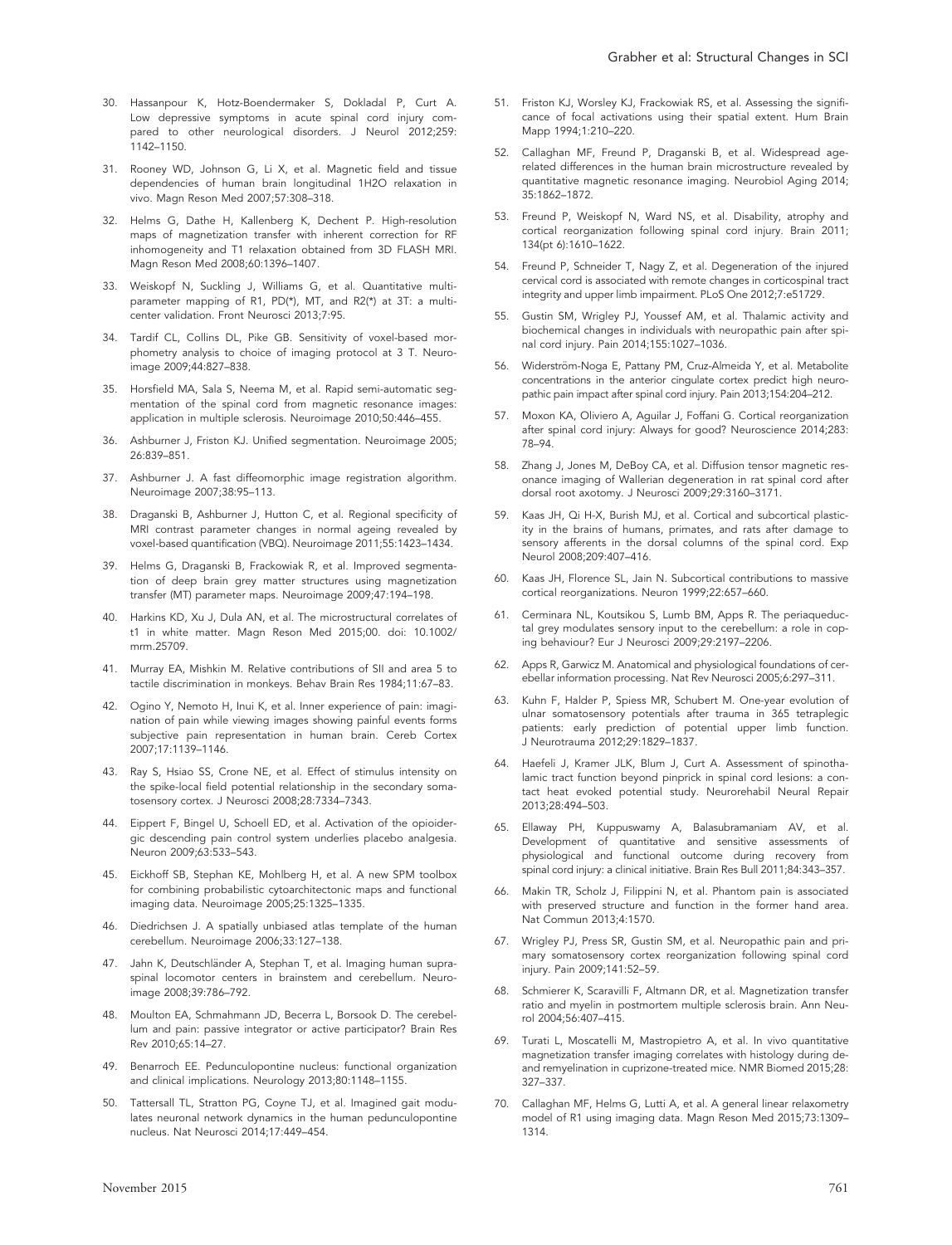30. Hassanpour K, Hotz-Boendermaker S, Dokladal P, Curt A. Low depressive symptoms in acute spinal cord injury compared to other neurological disorders. J Neurol 2012;259: 1142–1150.

31. Rooney WD, Johnson G, Li X, et al. Magnetic field and tissue dependencies of human brain longitudinal 1H2O relaxation in vivo. Magn Reson Med 2007;57:308–318.

32. Helms G, Dathe H, Kallenberg K, Dechent P. High-resolution maps of magnetization transfer with inherent correction for RF inhomogeneity and T1 relaxation obtained from 3D FLASH MRI. Magn Reson Med 2008;60:1396–1407.

33. Weiskopf N, Suckling J, Williams G, et al. Quantitative multi-parameter mapping of R1, PD(*), MT, and R2(*) at 3T: a multi-center validation. Front Neurosci 2013;7:95.

34. Tardif CL, Collins DL, Pike GB. Sensitivity of voxel-based morphometry analysis to choice of imaging protocol at 3 T. Neuroimage 2009;44:827–838.

35. Horsfield MA, Sala S, Neema M, et al. Rapid semi-automatic segmentation of the spinal cord from magnetic resonance images: application in multiple sclerosis. Neuroimage 2010;50:446–455.

36. Ashburner J, Friston KJ. Unified segmentation. Neuroimage 2005; 26:839–851.

37. Ashburner J. A fast diffeomorphic image registration algorithm. Neuroimage 2007;38:95–113.

38. Draganski B, Ashburner J, Hutton C, et al. Regional specificity of MRI contrast parameter changes in normal ageing revealed by voxel-based quantification (VBQ). Neuroimage 2011;55:1423–1434.

39. Helms G, Draganski B, Frackowiak R, et al. Improved segmentation of deep brain grey matter structures using magnetization transfer (MT) parameter maps. Neuroimage 2009;47:194–198.

40. Harkins KD, Xu J, Dula AN, et al. The microstructural correlates of t1 in white matter. Magn Reson Med 2015;00. doi: 10.1002/mrm.25709.

41. Murray EA, Mishkin M. Relative contributions of SII and area 5 to tactile discrimination in monkeys. Behav Brain Res 1984;11:67–83.

42. Ogino Y, Nemoto H, Inui K, et al. Inner experience of pain: imagination of pain while viewing images showing painful events forms subjective pain representation in human brain. Cereb Cortex 2007;17:1139–1146.

43. Ray S, Hsiao SS, Crone NE, et al. Effect of stimulus intensity on the spike-local field potential relationship in the secondary somatosensory cortex. J Neurosci 2008;28:7334–7343.

44. Eippert F, Bingel U, Schoell ED, et al. Activation of the opioidergic descending pain control system underlies placebo analgesia. Neuron 2009;63:533–543.

45. Eickhoff SB, Stephan KE, Mohlberg H, et al. A new SPM toolbox for combining probabilistic cytoarchitectonic maps and functional imaging data. Neuroimage 2005;25:1325–1335.

46. Diedrichsen J. A spatially unbiased atlas template of the human cerebellum. Neuroimage 2006;33:127–138.

47. Jahn K, Deutschländer A, Stephan T, et al. Imaging human supraspinal locomotor centers in brainstem and cerebellum. Neuroimage 2008;39:786–792.

48. Moulton EA, Schmahmann JD, Becerra L, Borsook D. The cerebellum and pain: passive integrator or active participator? Brain Res Rev 2010;65:14–27.

49. Benarroch EE. Pedunculopontine nucleus: functional organization and clinical implications. Neurology 2013;80:1148–1155.

50. Tattersall TL, Stratton PG, Coyne TJ, et al. Imagined gait modulates neuronal network dynamics in the human pedunculopontine nucleus. Nat Neurosci 2014;17:449–454.

51. Friston KJ, Worsley KJ, Frackowiak RS, et al. Assessing the significance of focal activations using their spatial extent. Hum Brain Mapp 1994;1:210–220.

52. Callaghan MF, Freund P, Draganski B, et al. Widespread age-related differences in the human brain microstructure revealed by quantitative magnetic resonance imaging. Neurobiol Aging 2014; 35:1862–1872.

53. Freund P, Weiskopf N, Ward NS, et al. Disability, atrophy and cortical reorganization following spinal cord injury. Brain 2011; 134(pt 6):1610–1622.

54. Freund P, Schneider T, Nagy Z, et al. Degeneration of the injured cervical cord is associated with remote changes in corticospinal tract integrity and upper limb impairment. PLoS One 2012;7:e51729.

55. Gustin SM, Wrigley PJ, Youssef AM, et al. Thalamic activity and biochemical changes in individuals with neuropathic pain after spinal cord injury. Pain 2014;155:1027–1036.

56. Widerström-Noga E, Pattany PM, Cruz-Almeida Y, et al. Metabolite concentrations in the anterior cingulate cortex predict high neuropathic pain impact after spinal cord injury. Pain 2013;154:204–212.

57. Moxon KA, Oliviero A, Aguilar J, Foffani G. Cortical reorganization after spinal cord injury: Always for good? Neuroscience 2014;283: 78–94.

58. Zhang J, Jones M, DeBoy CA, et al. Diffusion tensor magnetic resonance imaging of Wallerian degeneration in rat spinal cord after dorsal root axotomy. J Neurosci 2009;29:3160–3171.

59. Kaas JH, Qi H-X, Burish MJ, et al. Cortical and subcortical plasticity in the brains of humans, primates, and rats after damage to sensory afferents in the dorsal columns of the spinal cord. Exp Neurol 2008;209:407–416.

60. Kaas JH, Florence SL, Jain N. Subcortical contributions to massive cortical reorganizations. Neuron 1999;22:657–660.

61. Cerminara NL, Koutsikou S, Lumb BM, Apps R. The periaqueductal grey modulates sensory input to the cerebellum: a role in coping behaviour? Eur J Neurosci 2009;29:2197–2206.

62. Apps R, Garwicz M. Anatomical and physiological foundations of cerebellar information processing. Nat Rev Neurosci 2005;6:297–311.

63. Kuhn F, Halder P, Spiess MR, Schubert M. One-year evolution of ulnar somatosensory potentials after trauma in 365 tetraplegic patients: early prediction of potential upper limb function. J Neurotrauma 2012;29:1829–1837.

64. Haefeli J, Kramer JLK, Blum J, Curt A. Assessment of spinothalamic tract function beyond pinprick in spinal cord lesions: a contact heat evoked potential study. Neurorehabil Neural Repair 2013;28:494–503.

65. Ellaway PH, Kuppuswamy A, Balasubramaniam AV, et al. Development of quantitative and sensitive assessments of physiological and functional outcome during recovery from spinal cord injury: a clinical initiative. Brain Res Bull 2011;84:343–357.

66. Makin TR, Scholz J, Filippini N, et al. Phantom pain is associated with preserved structure and function in the former hand area. Nat Commun 2013;4:1570.

67. Wrigley PJ, Press SR, Gustin SM, et al. Neuropathic pain and primary somatosensory cortex reorganization following spinal cord injury. Pain 2009;141:52–59.

68. Schmierer K, Scaravilli F, Altmann DR, et al. Magnetization transfer ratio and myelin in postmortem multiple sclerosis brain. Ann Neurol 2004;56:407–415.

69. Turati L, Moscatelli M, Mastropietro A, et al. In vivo quantitative magnetization transfer imaging correlates with histology during de- and remyelination in cuprizone-treated mice. NMR Biomed 2015;28: 327–337.

70. Callaghan MF, Helms G, Lutti A, et al. A general linear relaxometry model of R1 using imaging data. Magn Reson Med 2015;73:1309–1314.